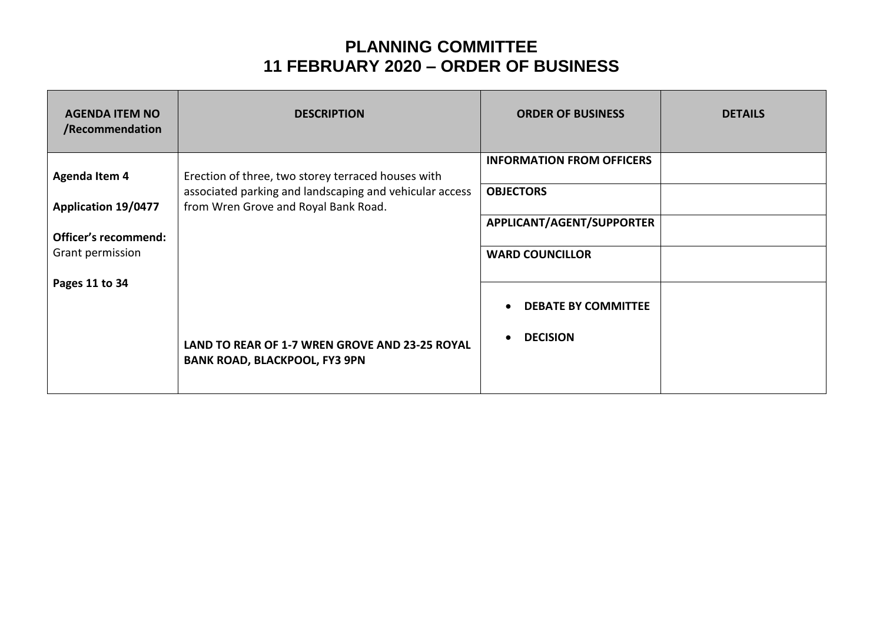# PLANNING COMMITTEE
# 11 FEBRUARY 2020 – ORDER OF BUSINESS

| AGENDA ITEM NO /Recommendation | DESCRIPTION | ORDER OF BUSINESS | DETAILS |
|---|---|---|---|
| **Agenda Item 4**<br><br>**Application 19/0477**<br><br>**Officer's recommend:** Grant permission<br><br>**Pages 11 to 34** | Erection of three, two storey terraced houses with associated parking and landscaping and vehicular access from Wren Grove and Royal Bank Road.<br><br>**LAND TO REAR OF 1-7 WREN GROVE AND 23-25 ROYAL BANK ROAD, BLACKPOOL, FY3 9PN** | **INFORMATION FROM OFFICERS** | |
| | | **OBJECTORS** | |
| | | **APPLICANT/AGENT/SUPPORTER** | |
| | | **WARD COUNCILLOR** | |
| | | • **DEBATE BY COMMITTEE**<br>• **DECISION** | |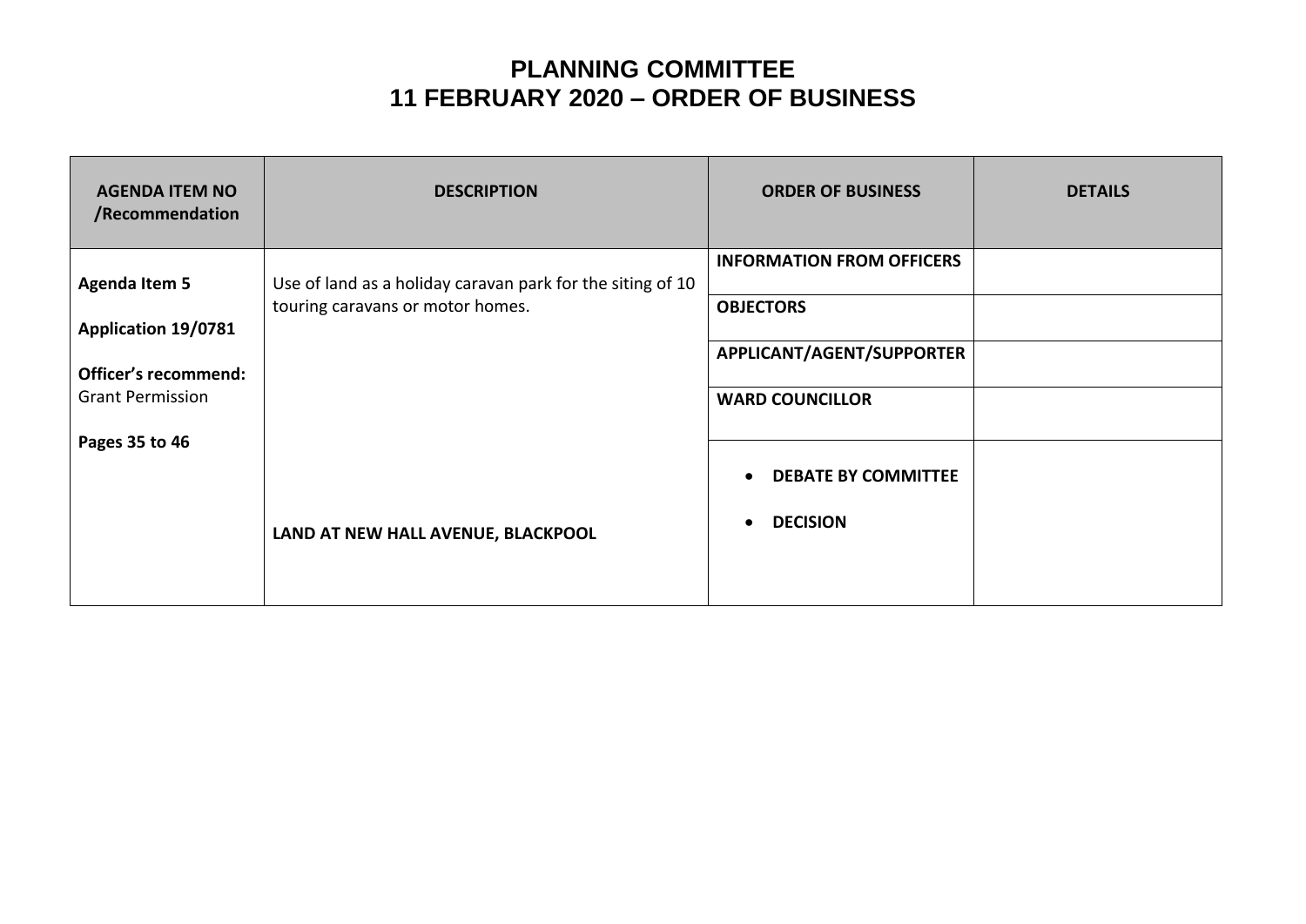# PLANNING COMMITTEE
# 11 FEBRUARY 2020 – ORDER OF BUSINESS

| AGENDA ITEM NO /Recommendation | DESCRIPTION | ORDER OF BUSINESS | DETAILS |
|---|---|---|---|
| **Agenda Item 5**<br><br>**Application 19/0781**<br><br>**Officer's recommend:** Grant Permission<br><br>**Pages 35 to 46** | Use of land as a holiday caravan park for the siting of 10 touring caravans or motor homes.<br><br>**LAND AT NEW HALL AVENUE, BLACKPOOL** | **INFORMATION FROM OFFICERS** | |
| | | **OBJECTORS** | |
| | | **APPLICANT/AGENT/SUPPORTER** | |
| | | **WARD COUNCILLOR** | |
| | | • **DEBATE BY COMMITTEE**<br>• **DECISION** | |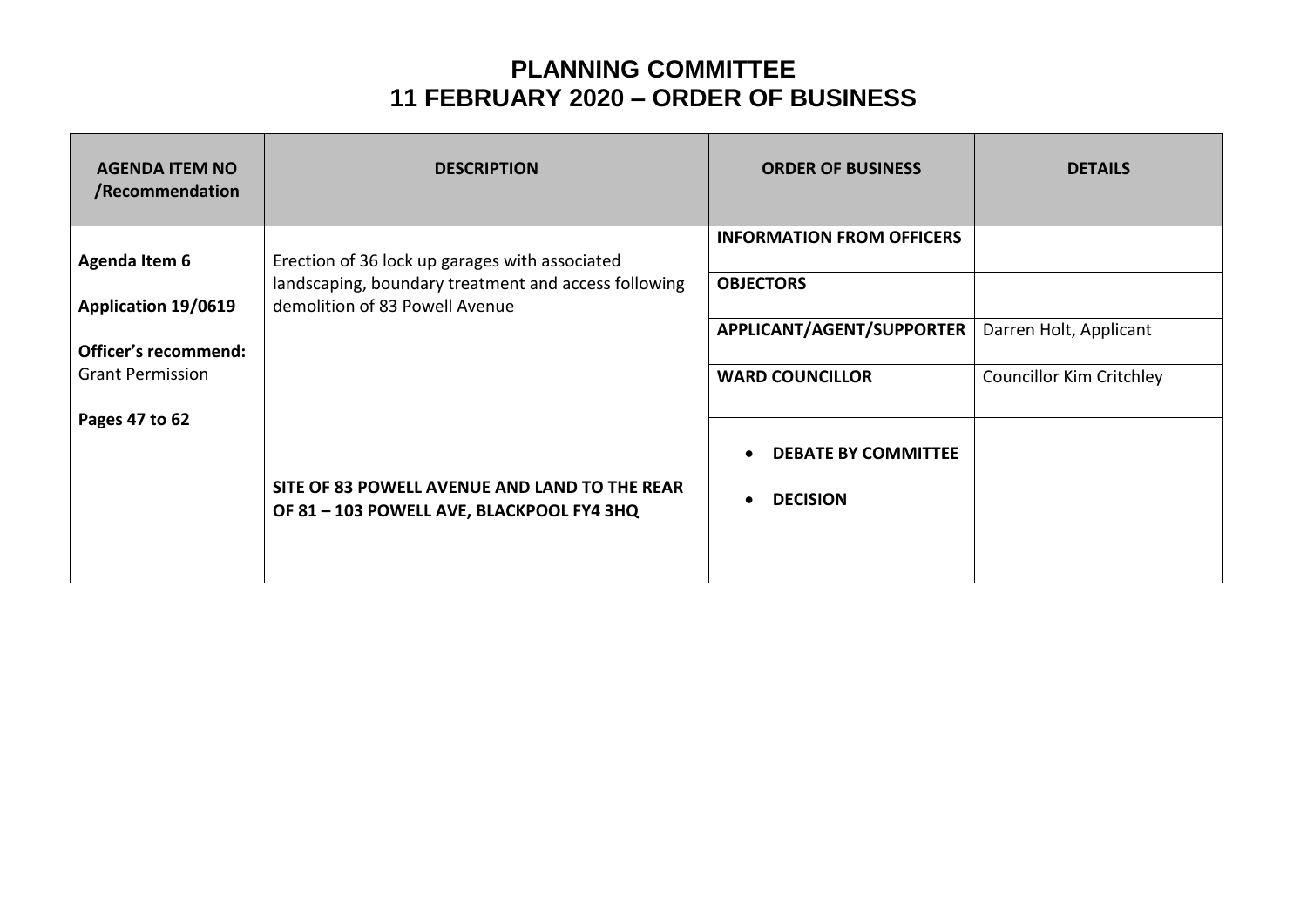# PLANNING COMMITTEE
# 11 FEBRUARY 2020 – ORDER OF BUSINESS

| AGENDA ITEM NO /Recommendation | DESCRIPTION | ORDER OF BUSINESS | DETAILS |
|---|---|---|---|
| **Agenda Item 6**<br><br>**Application 19/0619**<br><br>**Officer's recommend:** Grant Permission<br><br>**Pages 47 to 62** | Erection of 36 lock up garages with associated landscaping, boundary treatment and access following demolition of 83 Powell Avenue<br><br>**SITE OF 83 POWELL AVENUE AND LAND TO THE REAR OF 81 – 103 POWELL AVE, BLACKPOOL FY4 3HQ** | **INFORMATION FROM OFFICERS** | |
| | | **OBJECTORS** | |
| | | **APPLICANT/AGENT/SUPPORTER** | Darren Holt, Applicant |
| | | **WARD COUNCILLOR** | Councillor Kim Critchley |
| | | • **DEBATE BY COMMITTEE**<br>• **DECISION** | |